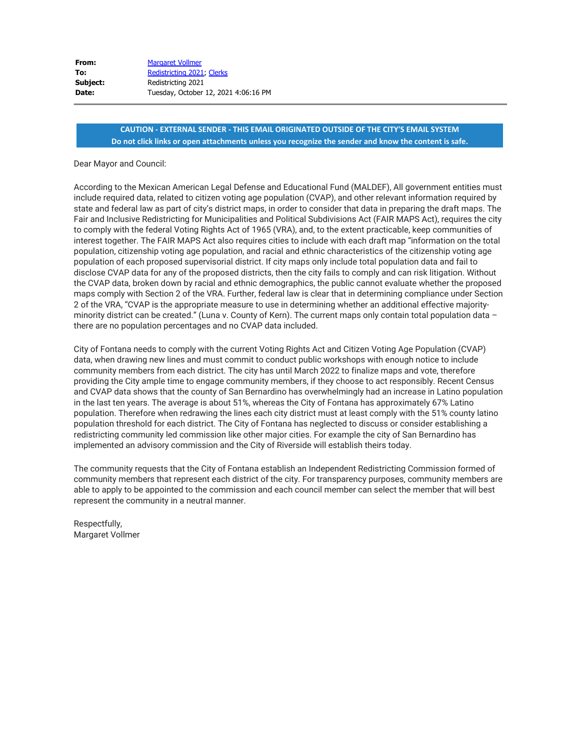**From:** Margaret Vollmer
**To:** Redistricting 2021; Clerks
**Subject:** Redistricting 2021
**Date:** Tuesday, October 12, 2021 4:06:16 PM

**CAUTION - EXTERNAL SENDER - THIS EMAIL ORIGINATED OUTSIDE OF THE CITY'S EMAIL SYSTEM**
**Do not click links or open attachments unless you recognize the sender and know the content is safe.**

Dear Mayor and Council:

According to the Mexican American Legal Defense and Educational Fund (MALDEF), All government entities must include required data, related to citizen voting age population (CVAP), and other relevant information required by state and federal law as part of city's district maps, in order to consider that data in preparing the draft maps. The Fair and Inclusive Redistricting for Municipalities and Political Subdivisions Act (FAIR MAPS Act), requires the city to comply with the federal Voting Rights Act of 1965 (VRA), and, to the extent practicable, keep communities of interest together. The FAIR MAPS Act also requires cities to include with each draft map "information on the total population, citizenship voting age population, and racial and ethnic characteristics of the citizenship voting age population of each proposed supervisorial district. If city maps only include total population data and fail to disclose CVAP data for any of the proposed districts, then the city fails to comply and can risk litigation. Without the CVAP data, broken down by racial and ethnic demographics, the public cannot evaluate whether the proposed maps comply with Section 2 of the VRA. Further, federal law is clear that in determining compliance under Section 2 of the VRA, "CVAP is the appropriate measure to use in determining whether an additional effective majority-minority district can be created." (Luna v. County of Kern). The current maps only contain total population data – there are no population percentages and no CVAP data included.

City of Fontana needs to comply with the current Voting Rights Act and Citizen Voting Age Population (CVAP) data, when drawing new lines and must commit to conduct public workshops with enough notice to include community members from each district. The city has until March 2022 to finalize maps and vote, therefore providing the City ample time to engage community members, if they choose to act responsibly. Recent Census and CVAP data shows that the county of San Bernardino has overwhelmingly had an increase in Latino population in the last ten years. The average is about 51%, whereas the City of Fontana has approximately 67% Latino population. Therefore when redrawing the lines each city district must at least comply with the 51% county latino population threshold for each district. The City of Fontana has neglected to discuss or consider establishing a redistricting community led commission like other major cities. For example the city of San Bernardino has implemented an advisory commission and the City of Riverside will establish theirs today.

The community requests that the City of Fontana establish an Independent Redistricting Commission formed of community members that represent each district of the city. For transparency purposes, community members are able to apply to be appointed to the commission and each council member can select the member that will best represent the community in a neutral manner.

Respectfully,
Margaret Vollmer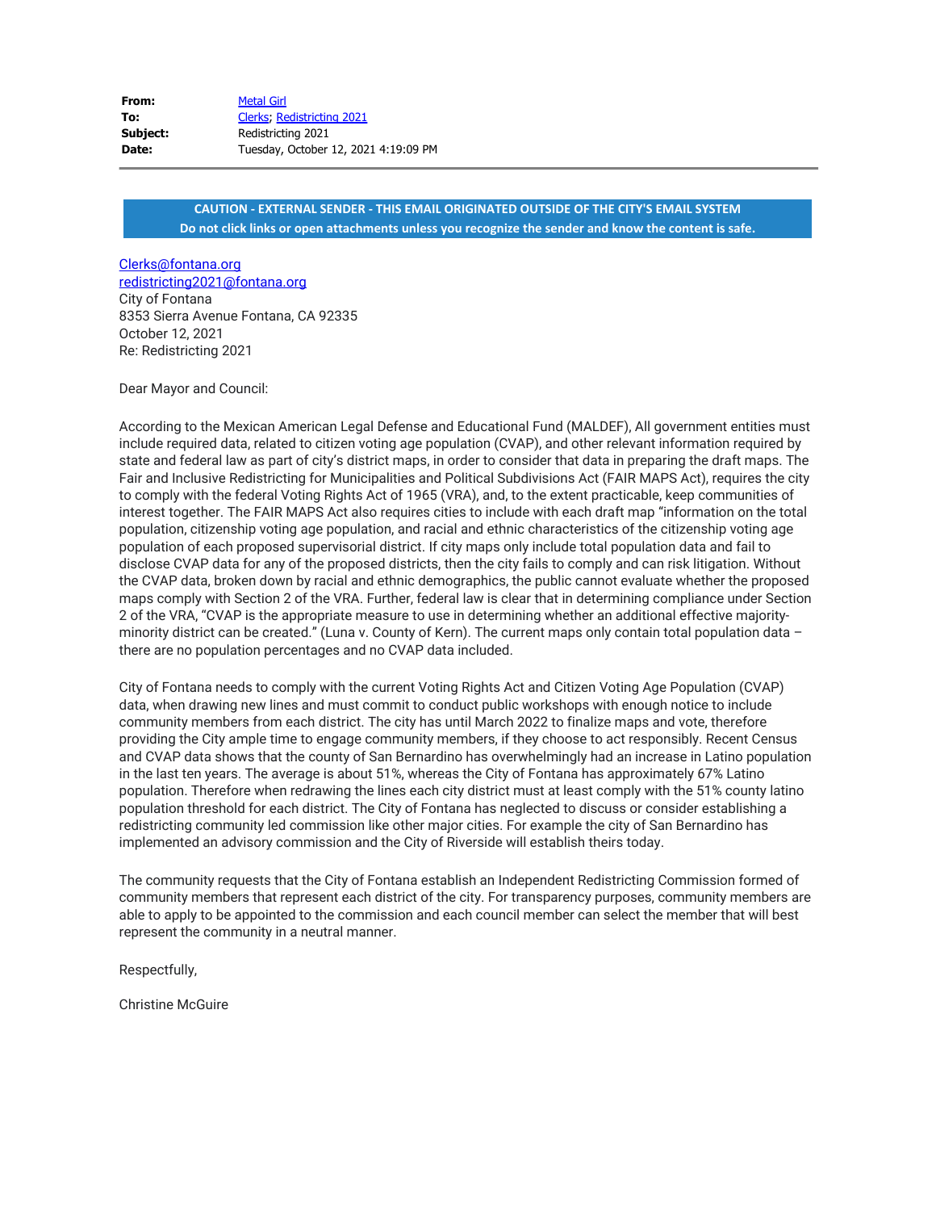| | |
|---|---|
| **From:** | Metal Girl |
| **To:** | Clerks; Redistricting 2021 |
| **Subject:** | Redistricting 2021 |
| **Date:** | Tuesday, October 12, 2021 4:19:09 PM |

**CAUTION - EXTERNAL SENDER - THIS EMAIL ORIGINATED OUTSIDE OF THE CITY'S EMAIL SYSTEM**
**Do not click links or open attachments unless you recognize the sender and know the content is safe.**

Clerks@fontana.org
redistricting2021@fontana.org
City of Fontana
8353 Sierra Avenue Fontana, CA 92335
October 12, 2021
Re: Redistricting 2021

Dear Mayor and Council:

According to the Mexican American Legal Defense and Educational Fund (MALDEF), All government entities must include required data, related to citizen voting age population (CVAP), and other relevant information required by state and federal law as part of city's district maps, in order to consider that data in preparing the draft maps. The Fair and Inclusive Redistricting for Municipalities and Political Subdivisions Act (FAIR MAPS Act), requires the city to comply with the federal Voting Rights Act of 1965 (VRA), and, to the extent practicable, keep communities of interest together. The FAIR MAPS Act also requires cities to include with each draft map "information on the total population, citizenship voting age population, and racial and ethnic characteristics of the citizenship voting age population of each proposed supervisorial district. If city maps only include total population data and fail to disclose CVAP data for any of the proposed districts, then the city fails to comply and can risk litigation. Without the CVAP data, broken down by racial and ethnic demographics, the public cannot evaluate whether the proposed maps comply with Section 2 of the VRA. Further, federal law is clear that in determining compliance under Section 2 of the VRA, "CVAP is the appropriate measure to use in determining whether an additional effective majority-minority district can be created." (Luna v. County of Kern). The current maps only contain total population data – there are no population percentages and no CVAP data included.

City of Fontana needs to comply with the current Voting Rights Act and Citizen Voting Age Population (CVAP) data, when drawing new lines and must commit to conduct public workshops with enough notice to include community members from each district. The city has until March 2022 to finalize maps and vote, therefore providing the City ample time to engage community members, if they choose to act responsibly. Recent Census and CVAP data shows that the county of San Bernardino has overwhelmingly had an increase in Latino population in the last ten years. The average is about 51%, whereas the City of Fontana has approximately 67% Latino population. Therefore when redrawing the lines each city district must at least comply with the 51% county latino population threshold for each district. The City of Fontana has neglected to discuss or consider establishing a redistricting community led commission like other major cities. For example the city of San Bernardino has implemented an advisory commission and the City of Riverside will establish theirs today.

The community requests that the City of Fontana establish an Independent Redistricting Commission formed of community members that represent each district of the city. For transparency purposes, community members are able to apply to be appointed to the commission and each council member can select the member that will best represent the community in a neutral manner.

Respectfully,

Christine McGuire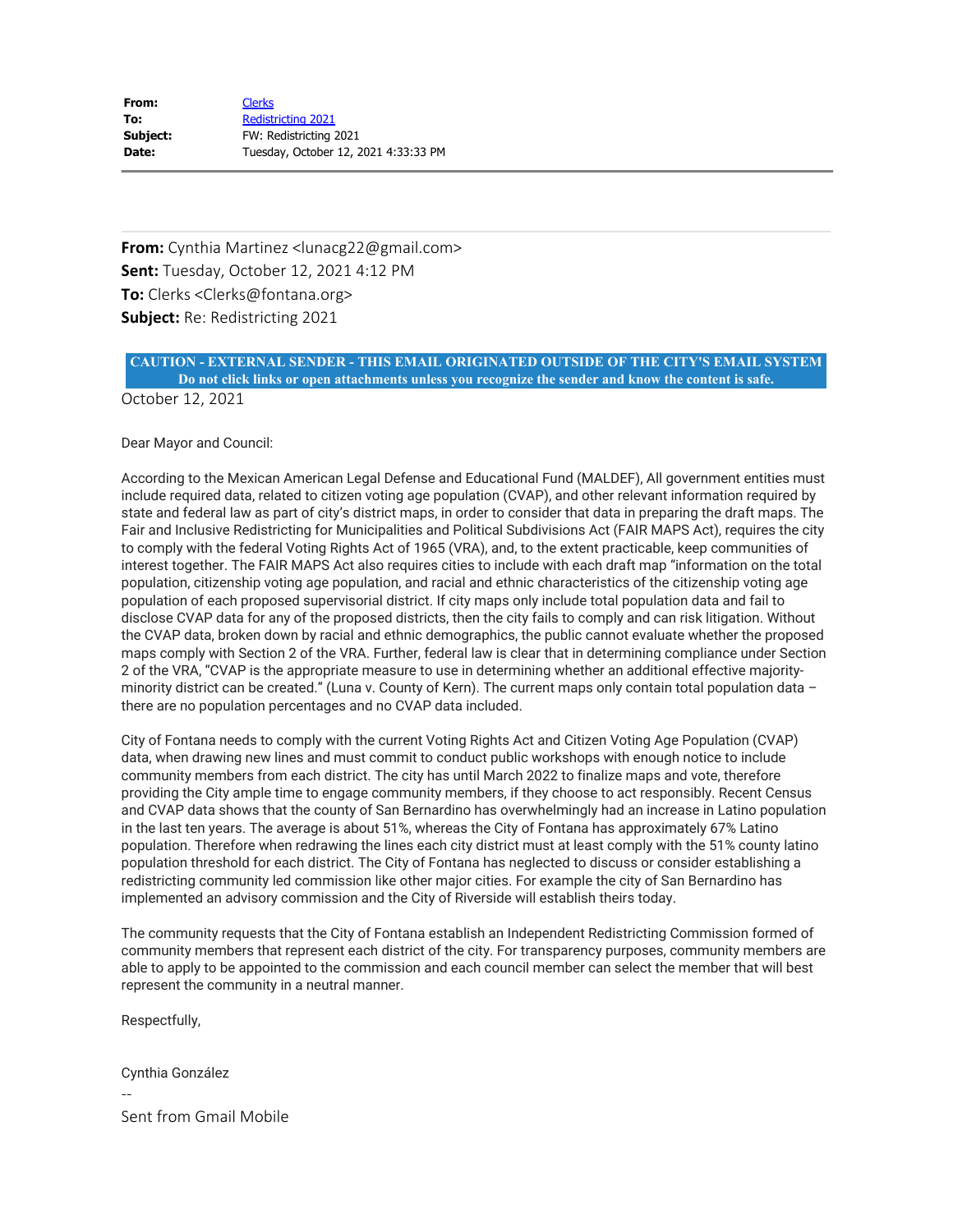| | |
|---|---|
| **From:** | Clerks |
| **To:** | Redistricting 2021 |
| **Subject:** | FW: Redistricting 2021 |
| **Date:** | Tuesday, October 12, 2021 4:33:33 PM |

---

**From:** Cynthia Martinez <lunacg22@gmail.com>
**Sent:** Tuesday, October 12, 2021 4:12 PM
**To:** Clerks <Clerks@fontana.org>
**Subject:** Re: Redistricting 2021

**CAUTION - EXTERNAL SENDER - THIS EMAIL ORIGINATED OUTSIDE OF THE CITY'S EMAIL SYSTEM**
**Do not click links or open attachments unless you recognize the sender and know the content is safe.**

October 12, 2021

Dear Mayor and Council:

According to the Mexican American Legal Defense and Educational Fund (MALDEF), All government entities must include required data, related to citizen voting age population (CVAP), and other relevant information required by state and federal law as part of city's district maps, in order to consider that data in preparing the draft maps. The Fair and Inclusive Redistricting for Municipalities and Political Subdivisions Act (FAIR MAPS Act), requires the city to comply with the federal Voting Rights Act of 1965 (VRA), and, to the extent practicable, keep communities of interest together. The FAIR MAPS Act also requires cities to include with each draft map "information on the total population, citizenship voting age population, and racial and ethnic characteristics of the citizenship voting age population of each proposed supervisorial district. If city maps only include total population data and fail to disclose CVAP data for any of the proposed districts, then the city fails to comply and can risk litigation. Without the CVAP data, broken down by racial and ethnic demographics, the public cannot evaluate whether the proposed maps comply with Section 2 of the VRA. Further, federal law is clear that in determining compliance under Section 2 of the VRA, "CVAP is the appropriate measure to use in determining whether an additional effective majority-minority district can be created." (Luna v. County of Kern). The current maps only contain total population data – there are no population percentages and no CVAP data included.

City of Fontana needs to comply with the current Voting Rights Act and Citizen Voting Age Population (CVAP) data, when drawing new lines and must commit to conduct public workshops with enough notice to include community members from each district. The city has until March 2022 to finalize maps and vote, therefore providing the City ample time to engage community members, if they choose to act responsibly. Recent Census and CVAP data shows that the county of San Bernardino has overwhelmingly had an increase in Latino population in the last ten years. The average is about 51%, whereas the City of Fontana has approximately 67% Latino population. Therefore when redrawing the lines each city district must at least comply with the 51% county latino population threshold for each district. The City of Fontana has neglected to discuss or consider establishing a redistricting community led commission like other major cities. For example the city of San Bernardino has implemented an advisory commission and the City of Riverside will establish theirs today.

The community requests that the City of Fontana establish an Independent Redistricting Commission formed of community members that represent each district of the city. For transparency purposes, community members are able to apply to be appointed to the commission and each council member can select the member that will best represent the community in a neutral manner.

Respectfully,

Cynthia González

--

Sent from Gmail Mobile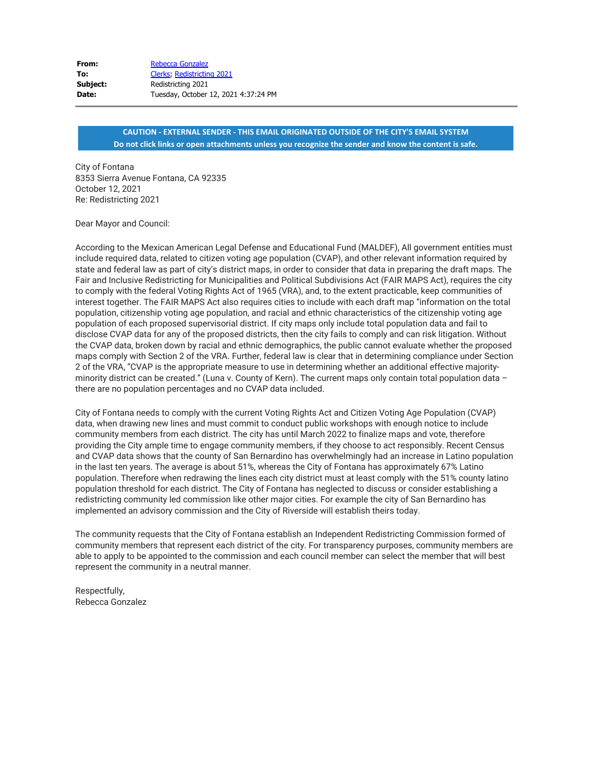**From:** Rebecca Gonzalez
**To:** Clerks; Redistricting 2021
**Subject:** Redistricting 2021
**Date:** Tuesday, October 12, 2021 4:37:24 PM

**CAUTION - EXTERNAL SENDER - THIS EMAIL ORIGINATED OUTSIDE OF THE CITY'S EMAIL SYSTEM**
**Do not click links or open attachments unless you recognize the sender and know the content is safe.**

City of Fontana
8353 Sierra Avenue Fontana, CA 92335
October 12, 2021
Re: Redistricting 2021

Dear Mayor and Council:

According to the Mexican American Legal Defense and Educational Fund (MALDEF), All government entities must include required data, related to citizen voting age population (CVAP), and other relevant information required by state and federal law as part of city's district maps, in order to consider that data in preparing the draft maps. The Fair and Inclusive Redistricting for Municipalities and Political Subdivisions Act (FAIR MAPS Act), requires the city to comply with the federal Voting Rights Act of 1965 (VRA), and, to the extent practicable, keep communities of interest together. The FAIR MAPS Act also requires cities to include with each draft map "information on the total population, citizenship voting age population, and racial and ethnic characteristics of the citizenship voting age population of each proposed supervisorial district. If city maps only include total population data and fail to disclose CVAP data for any of the proposed districts, then the city fails to comply and can risk litigation. Without the CVAP data, broken down by racial and ethnic demographics, the public cannot evaluate whether the proposed maps comply with Section 2 of the VRA. Further, federal law is clear that in determining compliance under Section 2 of the VRA, "CVAP is the appropriate measure to use in determining whether an additional effective majority-minority district can be created." (Luna v. County of Kern). The current maps only contain total population data – there are no population percentages and no CVAP data included.

City of Fontana needs to comply with the current Voting Rights Act and Citizen Voting Age Population (CVAP) data, when drawing new lines and must commit to conduct public workshops with enough notice to include community members from each district. The city has until March 2022 to finalize maps and vote, therefore providing the City ample time to engage community members, if they choose to act responsibly. Recent Census and CVAP data shows that the county of San Bernardino has overwhelmingly had an increase in Latino population in the last ten years. The average is about 51%, whereas the City of Fontana has approximately 67% Latino population. Therefore when redrawing the lines each city district must at least comply with the 51% county latino population threshold for each district. The City of Fontana has neglected to discuss or consider establishing a redistricting community led commission like other major cities. For example the city of San Bernardino has implemented an advisory commission and the City of Riverside will establish theirs today.

The community requests that the City of Fontana establish an Independent Redistricting Commission formed of community members that represent each district of the city. For transparency purposes, community members are able to apply to be appointed to the commission and each council member can select the member that will best represent the community in a neutral manner.

Respectfully,
Rebecca Gonzalez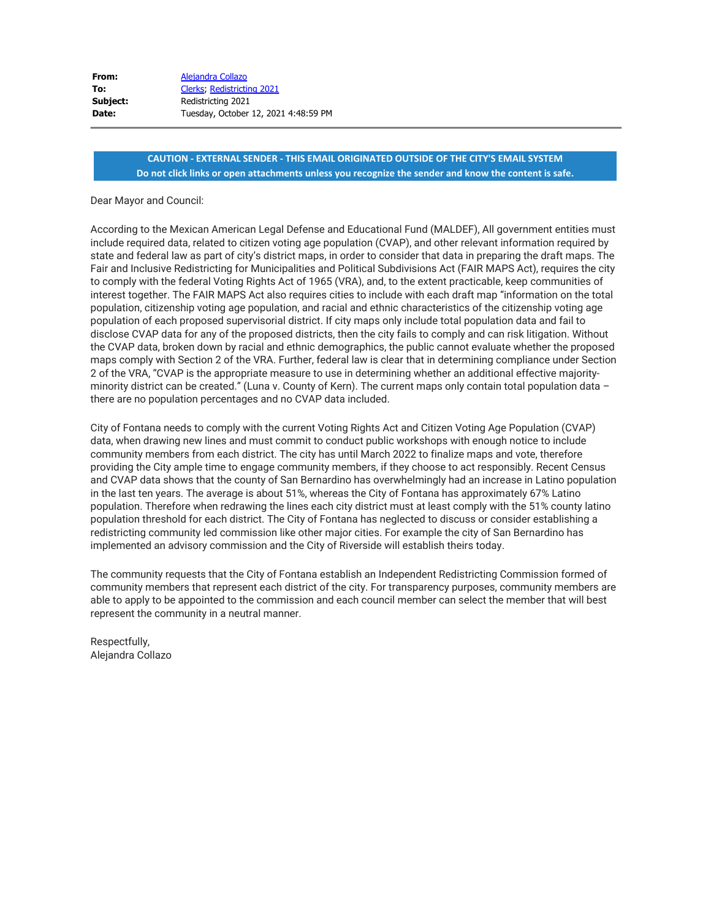| | |
|---|---|
| **From:** | Alejandra Collazo |
| **To:** | Clerks; Redistricting 2021 |
| **Subject:** | Redistricting 2021 |
| **Date:** | Tuesday, October 12, 2021 4:48:59 PM |

**CAUTION - EXTERNAL SENDER - THIS EMAIL ORIGINATED OUTSIDE OF THE CITY'S EMAIL SYSTEM**
**Do not click links or open attachments unless you recognize the sender and know the content is safe.**

Dear Mayor and Council:

According to the Mexican American Legal Defense and Educational Fund (MALDEF), All government entities must include required data, related to citizen voting age population (CVAP), and other relevant information required by state and federal law as part of city's district maps, in order to consider that data in preparing the draft maps. The Fair and Inclusive Redistricting for Municipalities and Political Subdivisions Act (FAIR MAPS Act), requires the city to comply with the federal Voting Rights Act of 1965 (VRA), and, to the extent practicable, keep communities of interest together. The FAIR MAPS Act also requires cities to include with each draft map "information on the total population, citizenship voting age population, and racial and ethnic characteristics of the citizenship voting age population of each proposed supervisorial district. If city maps only include total population data and fail to disclose CVAP data for any of the proposed districts, then the city fails to comply and can risk litigation. Without the CVAP data, broken down by racial and ethnic demographics, the public cannot evaluate whether the proposed maps comply with Section 2 of the VRA. Further, federal law is clear that in determining compliance under Section 2 of the VRA, "CVAP is the appropriate measure to use in determining whether an additional effective majority-minority district can be created." (Luna v. County of Kern). The current maps only contain total population data – there are no population percentages and no CVAP data included.

City of Fontana needs to comply with the current Voting Rights Act and Citizen Voting Age Population (CVAP) data, when drawing new lines and must commit to conduct public workshops with enough notice to include community members from each district. The city has until March 2022 to finalize maps and vote, therefore providing the City ample time to engage community members, if they choose to act responsibly. Recent Census and CVAP data shows that the county of San Bernardino has overwhelmingly had an increase in Latino population in the last ten years. The average is about 51%, whereas the City of Fontana has approximately 67% Latino population. Therefore when redrawing the lines each city district must at least comply with the 51% county latino population threshold for each district. The City of Fontana has neglected to discuss or consider establishing a redistricting community led commission like other major cities. For example the city of San Bernardino has implemented an advisory commission and the City of Riverside will establish theirs today.

The community requests that the City of Fontana establish an Independent Redistricting Commission formed of community members that represent each district of the city. For transparency purposes, community members are able to apply to be appointed to the commission and each council member can select the member that will best represent the community in a neutral manner.

Respectfully,
Alejandra Collazo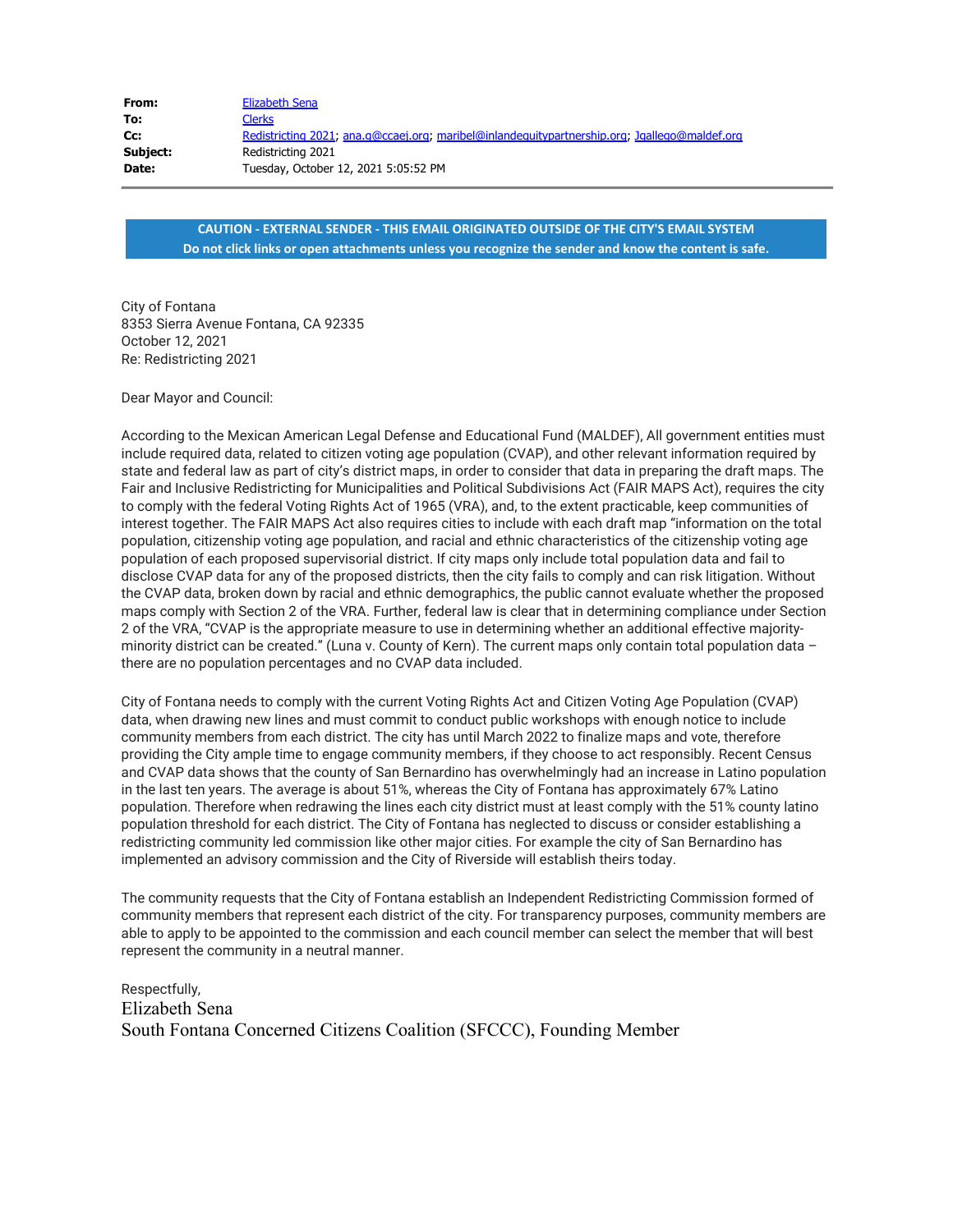| | |
|---|---|
| **From:** | Elizabeth Sena |
| **To:** | Clerks |
| **Cc:** | Redistricting 2021; ana.g@ccaej.org; maribel@inlandequitypartnership.org; Jgallego@maldef.org |
| **Subject:** | Redistricting 2021 |
| **Date:** | Tuesday, October 12, 2021 5:05:52 PM |

**CAUTION - EXTERNAL SENDER - THIS EMAIL ORIGINATED OUTSIDE OF THE CITY'S EMAIL SYSTEM**
**Do not click links or open attachments unless you recognize the sender and know the content is safe.**

City of Fontana
8353 Sierra Avenue Fontana, CA 92335
October 12, 2021
Re: Redistricting 2021

Dear Mayor and Council:

According to the Mexican American Legal Defense and Educational Fund (MALDEF), All government entities must include required data, related to citizen voting age population (CVAP), and other relevant information required by state and federal law as part of city's district maps, in order to consider that data in preparing the draft maps. The Fair and Inclusive Redistricting for Municipalities and Political Subdivisions Act (FAIR MAPS Act), requires the city to comply with the federal Voting Rights Act of 1965 (VRA), and, to the extent practicable, keep communities of interest together. The FAIR MAPS Act also requires cities to include with each draft map "information on the total population, citizenship voting age population, and racial and ethnic characteristics of the citizenship voting age population of each proposed supervisorial district. If city maps only include total population data and fail to disclose CVAP data for any of the proposed districts, then the city fails to comply and can risk litigation. Without the CVAP data, broken down by racial and ethnic demographics, the public cannot evaluate whether the proposed maps comply with Section 2 of the VRA. Further, federal law is clear that in determining compliance under Section 2 of the VRA, "CVAP is the appropriate measure to use in determining whether an additional effective majority-minority district can be created." (Luna v. County of Kern). The current maps only contain total population data – there are no population percentages and no CVAP data included.

City of Fontana needs to comply with the current Voting Rights Act and Citizen Voting Age Population (CVAP) data, when drawing new lines and must commit to conduct public workshops with enough notice to include community members from each district. The city has until March 2022 to finalize maps and vote, therefore providing the City ample time to engage community members, if they choose to act responsibly. Recent Census and CVAP data shows that the county of San Bernardino has overwhelmingly had an increase in Latino population in the last ten years. The average is about 51%, whereas the City of Fontana has approximately 67% Latino population. Therefore when redrawing the lines each city district must at least comply with the 51% county latino population threshold for each district. The City of Fontana has neglected to discuss or consider establishing a redistricting community led commission like other major cities. For example the city of San Bernardino has implemented an advisory commission and the City of Riverside will establish theirs today.

The community requests that the City of Fontana establish an Independent Redistricting Commission formed of community members that represent each district of the city. For transparency purposes, community members are able to apply to be appointed to the commission and each council member can select the member that will best represent the community in a neutral manner.

Respectfully,
Elizabeth Sena
South Fontana Concerned Citizens Coalition (SFCCC), Founding Member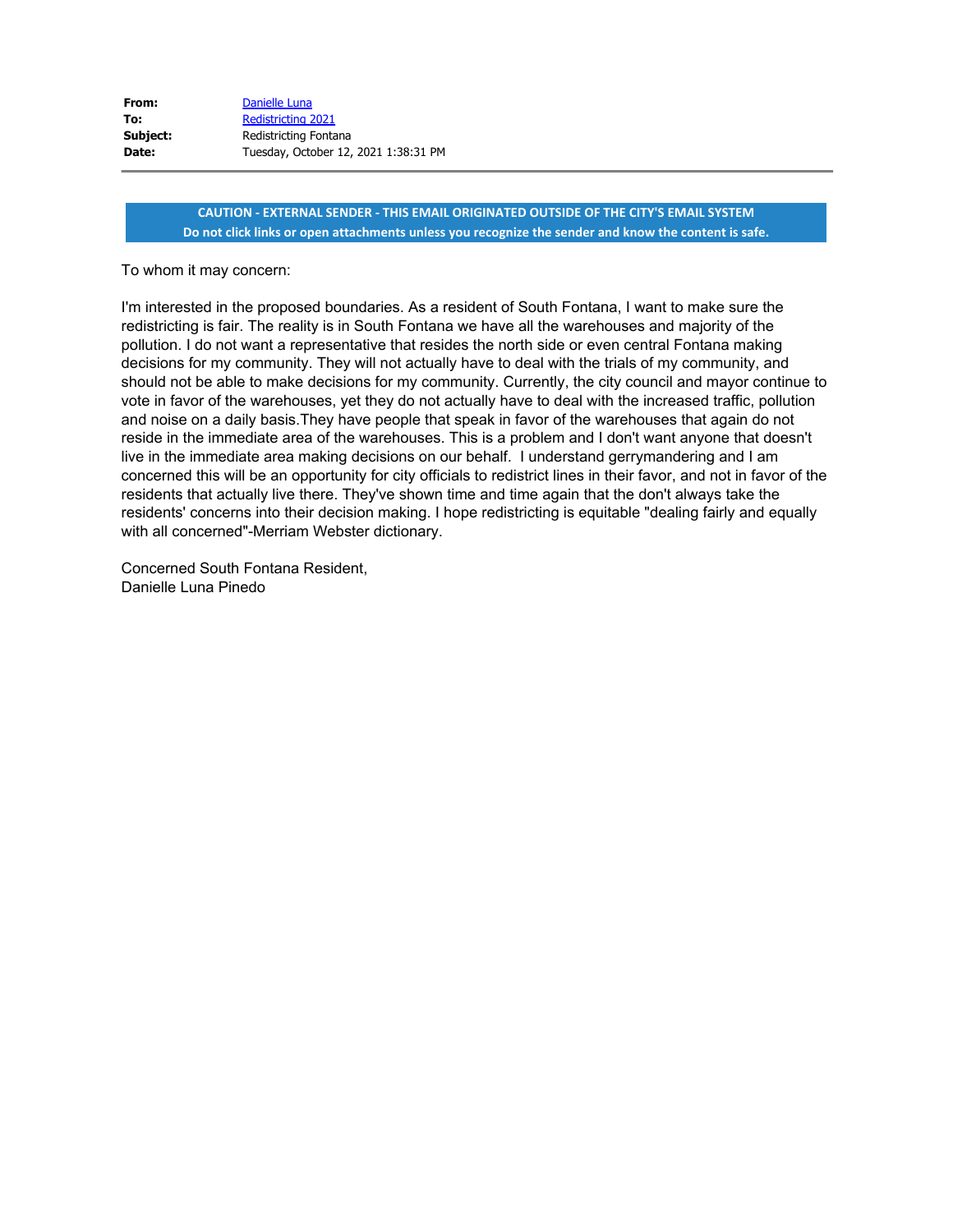| | |
|---|---|
| **From:** | Danielle Luna |
| **To:** | Redistricting 2021 |
| **Subject:** | Redistricting Fontana |
| **Date:** | Tuesday, October 12, 2021 1:38:31 PM |

**CAUTION - EXTERNAL SENDER - THIS EMAIL ORIGINATED OUTSIDE OF THE CITY'S EMAIL SYSTEM**
**Do not click links or open attachments unless you recognize the sender and know the content is safe.**

To whom it may concern:

I'm interested in the proposed boundaries. As a resident of South Fontana, I want to make sure the redistricting is fair. The reality is in South Fontana we have all the warehouses and majority of the pollution. I do not want a representative that resides the north side or even central Fontana making decisions for my community. They will not actually have to deal with the trials of my community, and should not be able to make decisions for my community. Currently, the city council and mayor continue to vote in favor of the warehouses, yet they do not actually have to deal with the increased traffic, pollution and noise on a daily basis.They have people that speak in favor of the warehouses that again do not reside in the immediate area of the warehouses. This is a problem and I don't want anyone that doesn't live in the immediate area making decisions on our behalf. I understand gerrymandering and I am concerned this will be an opportunity for city officials to redistrict lines in their favor, and not in favor of the residents that actually live there. They've shown time and time again that the don't always take the residents' concerns into their decision making. I hope redistricting is equitable "dealing fairly and equally with all concerned"-Merriam Webster dictionary.

Concerned South Fontana Resident,
Danielle Luna Pinedo